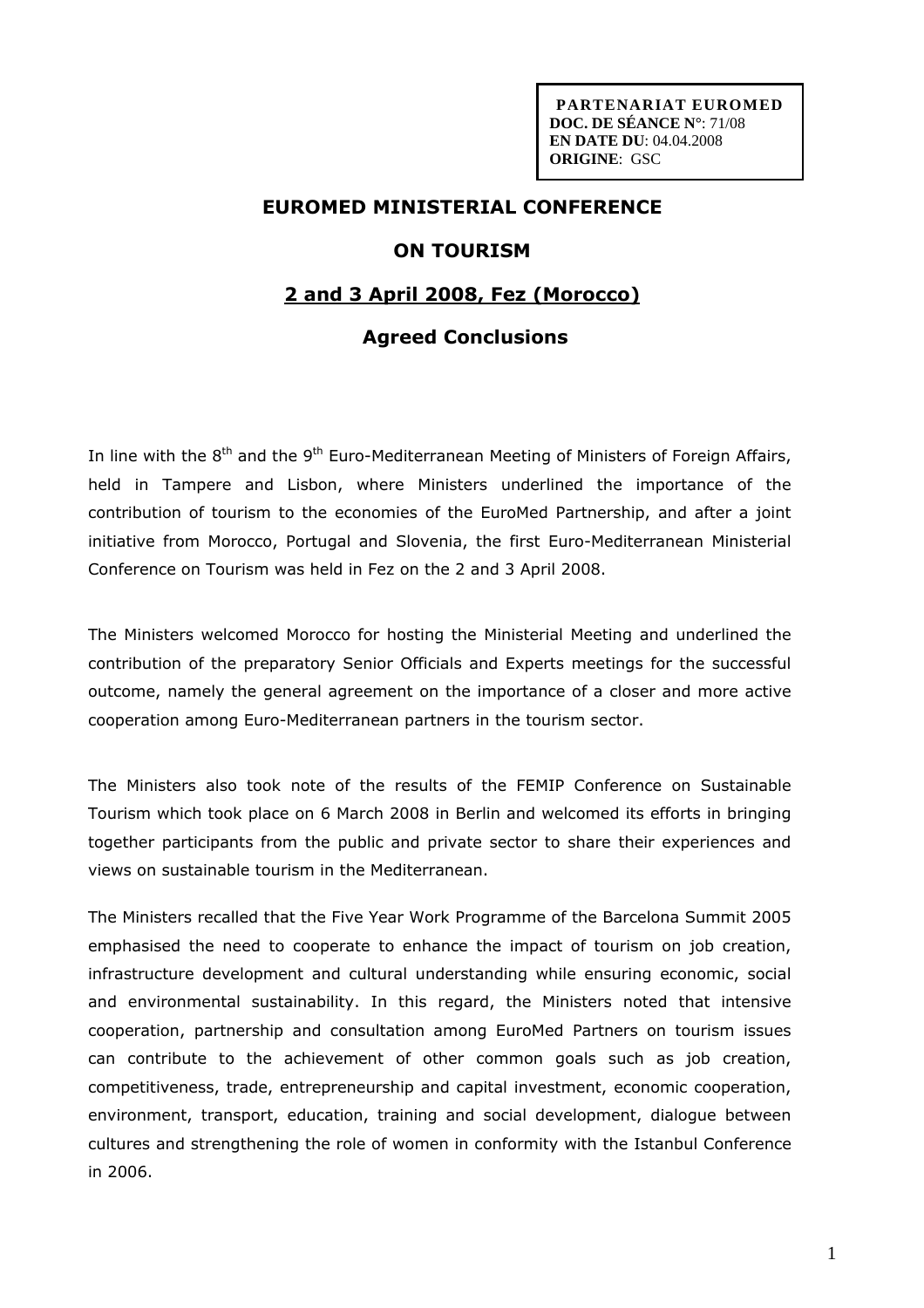**PARTENARIAT EUROMED**
**DOC. DE SÉANCE N°**: 71/08
**EN DATE DU**: 04.04.2008
**ORIGINE**: GSC

# EUROMED MINISTERIAL CONFERENCE

# ON TOURISM

## 2 and 3 April 2008, Fez (Morocco)

## Agreed Conclusions

In line with the 8th and the 9th Euro-Mediterranean Meeting of Ministers of Foreign Affairs, held in Tampere and Lisbon, where Ministers underlined the importance of the contribution of tourism to the economies of the EuroMed Partnership, and after a joint initiative from Morocco, Portugal and Slovenia, the first Euro-Mediterranean Ministerial Conference on Tourism was held in Fez on the 2 and 3 April 2008.

The Ministers welcomed Morocco for hosting the Ministerial Meeting and underlined the contribution of the preparatory Senior Officials and Experts meetings for the successful outcome, namely the general agreement on the importance of a closer and more active cooperation among Euro-Mediterranean partners in the tourism sector.

The Ministers also took note of the results of the FEMIP Conference on Sustainable Tourism which took place on 6 March 2008 in Berlin and welcomed its efforts in bringing together participants from the public and private sector to share their experiences and views on sustainable tourism in the Mediterranean.

The Ministers recalled that the Five Year Work Programme of the Barcelona Summit 2005 emphasised the need to cooperate to enhance the impact of tourism on job creation, infrastructure development and cultural understanding while ensuring economic, social and environmental sustainability. In this regard, the Ministers noted that intensive cooperation, partnership and consultation among EuroMed Partners on tourism issues can contribute to the achievement of other common goals such as job creation, competitiveness, trade, entrepreneurship and capital investment, economic cooperation, environment, transport, education, training and social development, dialogue between cultures and strengthening the role of women in conformity with the Istanbul Conference in 2006.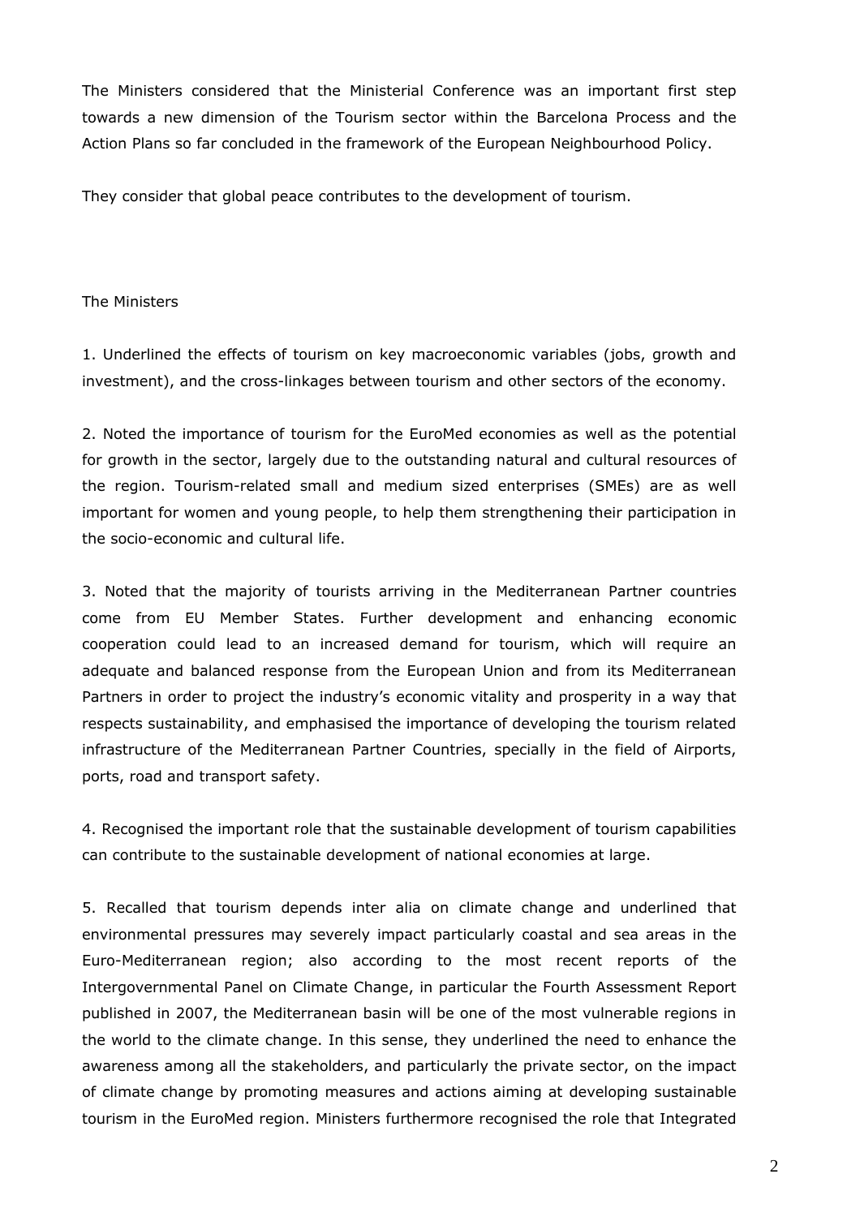The Ministers considered that the Ministerial Conference was an important first step towards a new dimension of the Tourism sector within the Barcelona Process and the Action Plans so far concluded in the framework of the European Neighbourhood Policy.

They consider that global peace contributes to the development of tourism.

The Ministers

1. Underlined the effects of tourism on key macroeconomic variables (jobs, growth and investment), and the cross-linkages between tourism and other sectors of the economy.

2. Noted the importance of tourism for the EuroMed economies as well as the potential for growth in the sector, largely due to the outstanding natural and cultural resources of the region. Tourism-related small and medium sized enterprises (SMEs) are as well important for women and young people, to help them strengthening their participation in the socio-economic and cultural life.

3. Noted that the majority of tourists arriving in the Mediterranean Partner countries come from EU Member States. Further development and enhancing economic cooperation could lead to an increased demand for tourism, which will require an adequate and balanced response from the European Union and from its Mediterranean Partners in order to project the industry's economic vitality and prosperity in a way that respects sustainability, and emphasised the importance of developing the tourism related infrastructure of the Mediterranean Partner Countries, specially in the field of Airports, ports, road and transport safety.

4. Recognised the important role that the sustainable development of tourism capabilities can contribute to the sustainable development of national economies at large.

5. Recalled that tourism depends inter alia on climate change and underlined that environmental pressures may severely impact particularly coastal and sea areas in the Euro-Mediterranean region; also according to the most recent reports of the Intergovernmental Panel on Climate Change, in particular the Fourth Assessment Report published in 2007, the Mediterranean basin will be one of the most vulnerable regions in the world to the climate change. In this sense, they underlined the need to enhance the awareness among all the stakeholders, and particularly the private sector, on the impact of climate change by promoting measures and actions aiming at developing sustainable tourism in the EuroMed region. Ministers furthermore recognised the role that Integrated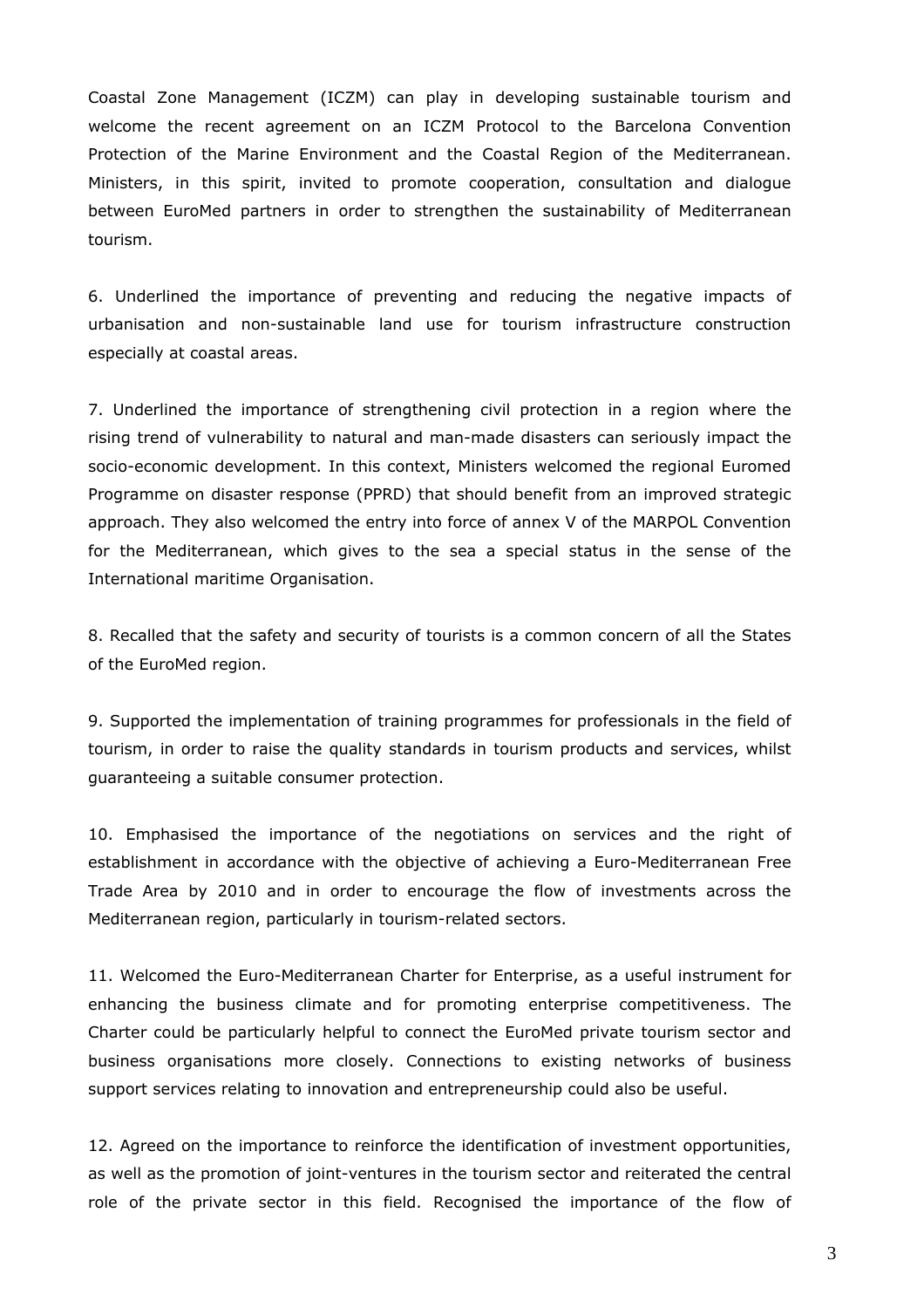Coastal Zone Management (ICZM) can play in developing sustainable tourism and welcome the recent agreement on an ICZM Protocol to the Barcelona Convention Protection of the Marine Environment and the Coastal Region of the Mediterranean. Ministers, in this spirit, invited to promote cooperation, consultation and dialogue between EuroMed partners in order to strengthen the sustainability of Mediterranean tourism.

6. Underlined the importance of preventing and reducing the negative impacts of urbanisation and non-sustainable land use for tourism infrastructure construction especially at coastal areas.

7. Underlined the importance of strengthening civil protection in a region where the rising trend of vulnerability to natural and man-made disasters can seriously impact the socio-economic development. In this context, Ministers welcomed the regional Euromed Programme on disaster response (PPRD) that should benefit from an improved strategic approach. They also welcomed the entry into force of annex V of the MARPOL Convention for the Mediterranean, which gives to the sea a special status in the sense of the International maritime Organisation.

8. Recalled that the safety and security of tourists is a common concern of all the States of the EuroMed region.

9. Supported the implementation of training programmes for professionals in the field of tourism, in order to raise the quality standards in tourism products and services, whilst guaranteeing a suitable consumer protection.

10. Emphasised the importance of the negotiations on services and the right of establishment in accordance with the objective of achieving a Euro-Mediterranean Free Trade Area by 2010 and in order to encourage the flow of investments across the Mediterranean region, particularly in tourism-related sectors.

11. Welcomed the Euro-Mediterranean Charter for Enterprise, as a useful instrument for enhancing the business climate and for promoting enterprise competitiveness. The Charter could be particularly helpful to connect the EuroMed private tourism sector and business organisations more closely. Connections to existing networks of business support services relating to innovation and entrepreneurship could also be useful.

12. Agreed on the importance to reinforce the identification of investment opportunities, as well as the promotion of joint-ventures in the tourism sector and reiterated the central role of the private sector in this field. Recognised the importance of the flow of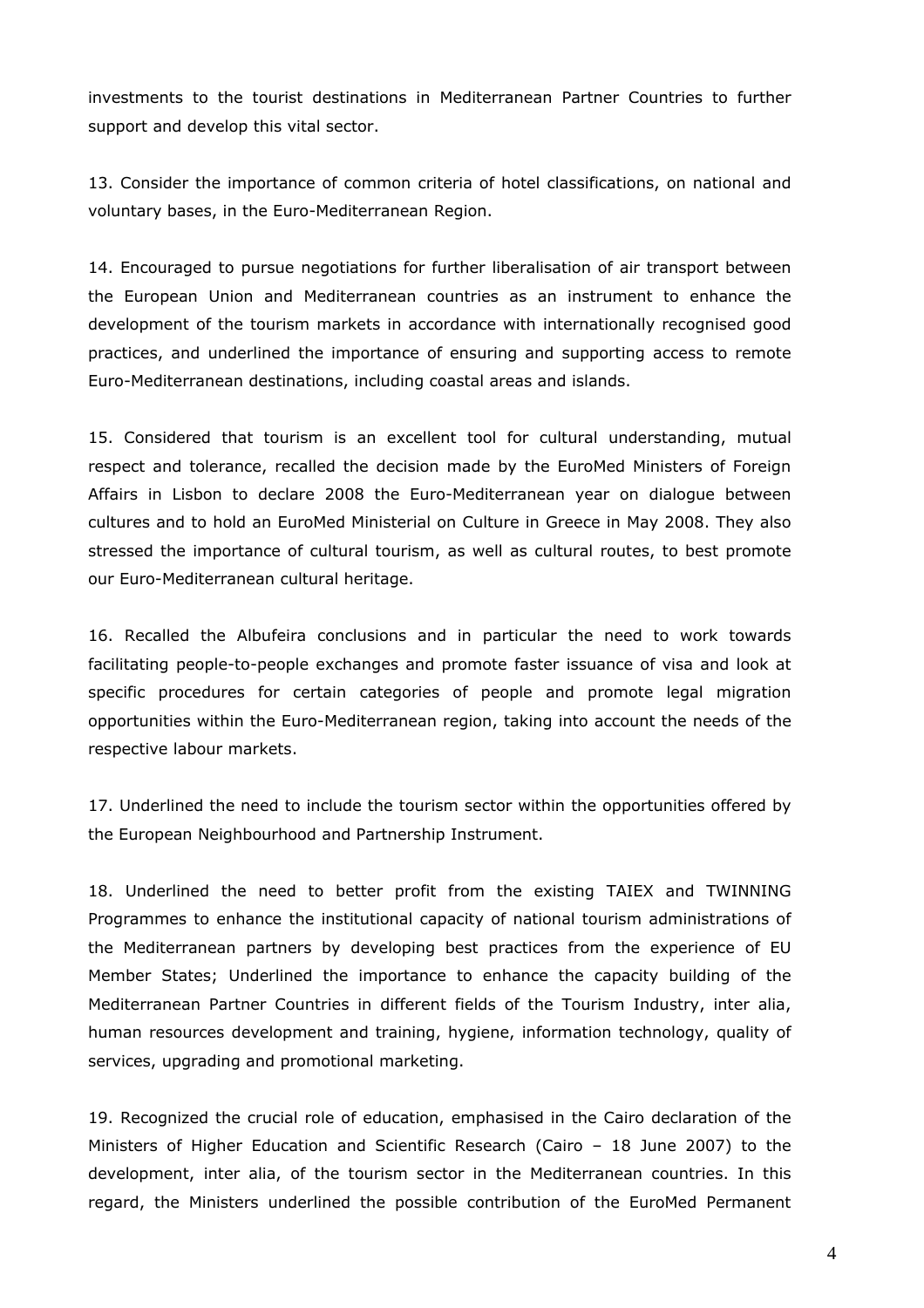investments to the tourist destinations in Mediterranean Partner Countries to further support and develop this vital sector.

13. Consider the importance of common criteria of hotel classifications, on national and voluntary bases, in the Euro-Mediterranean Region.

14. Encouraged to pursue negotiations for further liberalisation of air transport between the European Union and Mediterranean countries as an instrument to enhance the development of the tourism markets in accordance with internationally recognised good practices, and underlined the importance of ensuring and supporting access to remote Euro-Mediterranean destinations, including coastal areas and islands.

15. Considered that tourism is an excellent tool for cultural understanding, mutual respect and tolerance, recalled the decision made by the EuroMed Ministers of Foreign Affairs in Lisbon to declare 2008 the Euro-Mediterranean year on dialogue between cultures and to hold an EuroMed Ministerial on Culture in Greece in May 2008. They also stressed the importance of cultural tourism, as well as cultural routes, to best promote our Euro-Mediterranean cultural heritage.

16. Recalled the Albufeira conclusions and in particular the need to work towards facilitating people-to-people exchanges and promote faster issuance of visa and look at specific procedures for certain categories of people and promote legal migration opportunities within the Euro-Mediterranean region, taking into account the needs of the respective labour markets.

17. Underlined the need to include the tourism sector within the opportunities offered by the European Neighbourhood and Partnership Instrument.

18. Underlined the need to better profit from the existing TAIEX and TWINNING Programmes to enhance the institutional capacity of national tourism administrations of the Mediterranean partners by developing best practices from the experience of EU Member States; Underlined the importance to enhance the capacity building of the Mediterranean Partner Countries in different fields of the Tourism Industry, inter alia, human resources development and training, hygiene, information technology, quality of services, upgrading and promotional marketing.

19. Recognized the crucial role of education, emphasised in the Cairo declaration of the Ministers of Higher Education and Scientific Research (Cairo – 18 June 2007) to the development, inter alia, of the tourism sector in the Mediterranean countries. In this regard, the Ministers underlined the possible contribution of the EuroMed Permanent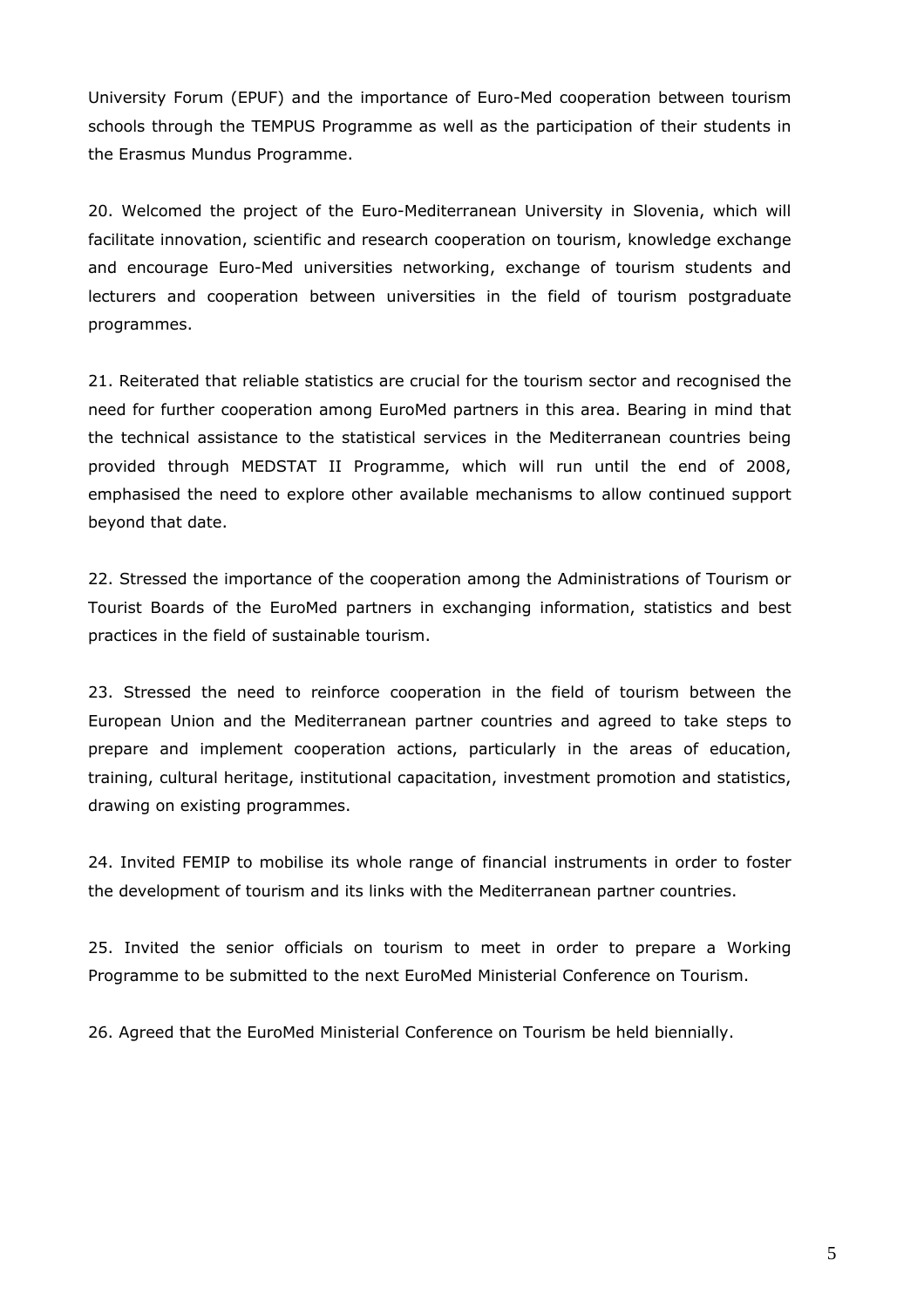University Forum (EPUF) and the importance of Euro-Med cooperation between tourism schools through the TEMPUS Programme as well as the participation of their students in the Erasmus Mundus Programme.

20. Welcomed the project of the Euro-Mediterranean University in Slovenia, which will facilitate innovation, scientific and research cooperation on tourism, knowledge exchange and encourage Euro-Med universities networking, exchange of tourism students and lecturers and cooperation between universities in the field of tourism postgraduate programmes.

21. Reiterated that reliable statistics are crucial for the tourism sector and recognised the need for further cooperation among EuroMed partners in this area. Bearing in mind that the technical assistance to the statistical services in the Mediterranean countries being provided through MEDSTAT II Programme, which will run until the end of 2008, emphasised the need to explore other available mechanisms to allow continued support beyond that date.

22. Stressed the importance of the cooperation among the Administrations of Tourism or Tourist Boards of the EuroMed partners in exchanging information, statistics and best practices in the field of sustainable tourism.

23. Stressed the need to reinforce cooperation in the field of tourism between the European Union and the Mediterranean partner countries and agreed to take steps to prepare and implement cooperation actions, particularly in the areas of education, training, cultural heritage, institutional capacitation, investment promotion and statistics, drawing on existing programmes.

24. Invited FEMIP to mobilise its whole range of financial instruments in order to foster the development of tourism and its links with the Mediterranean partner countries.

25. Invited the senior officials on tourism to meet in order to prepare a Working Programme to be submitted to the next EuroMed Ministerial Conference on Tourism.

26. Agreed that the EuroMed Ministerial Conference on Tourism be held biennially.